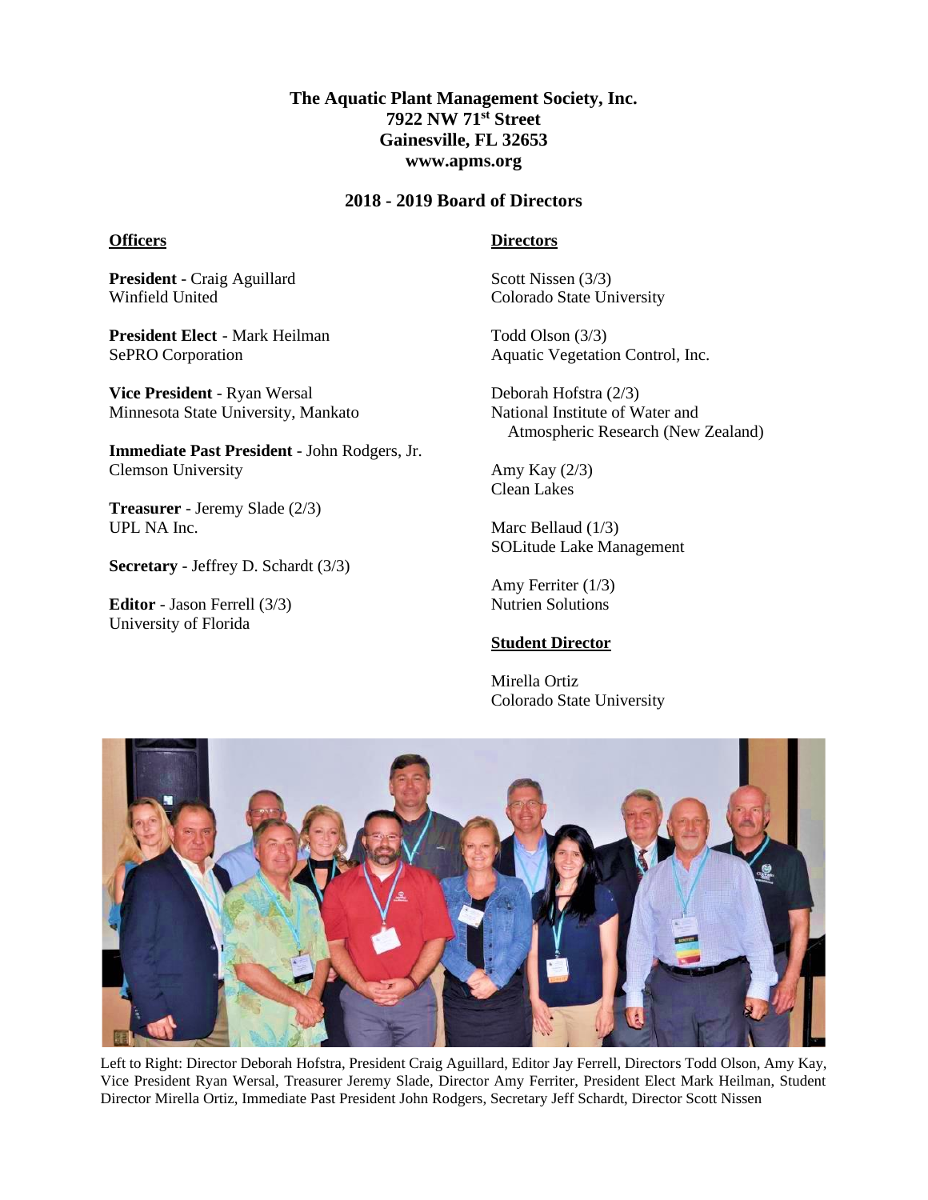# The Aquatic Plant Management Society, Inc.

**7922 NW 71st Street**
**Gainesville, FL 32653**
**www.apms.org**

## 2018 - 2019 Board of Directors

### Officers

**President** - Craig Aguillard
Winfield United

**President Elect** - Mark Heilman
SePRO Corporation

**Vice President** - Ryan Wersal
Minnesota State University, Mankato

**Immediate Past President** - John Rodgers, Jr.
Clemson University

**Treasurer** - Jeremy Slade (2/3)
UPL NA Inc.

**Secretary** - Jeffrey D. Schardt (3/3)

**Editor** - Jason Ferrell (3/3)
University of Florida

### Directors

Scott Nissen (3/3)
Colorado State University

Todd Olson (3/3)
Aquatic Vegetation Control, Inc.

Deborah Hofstra (2/3)
National Institute of Water and Atmospheric Research (New Zealand)

Amy Kay (2/3)
Clean Lakes

Marc Bellaud (1/3)
SOLitude Lake Management

Amy Ferriter (1/3)
Nutrien Solutions

### Student Director

Mirella Ortiz
Colorado State University

Left to Right: Director Deborah Hofstra, President Craig Aguillard, Editor Jay Ferrell, Directors Todd Olson, Amy Kay, Vice President Ryan Wersal, Treasurer Jeremy Slade, Director Amy Ferriter, President Elect Mark Heilman, Student Director Mirella Ortiz, Immediate Past President John Rodgers, Secretary Jeff Schardt, Director Scott Nissen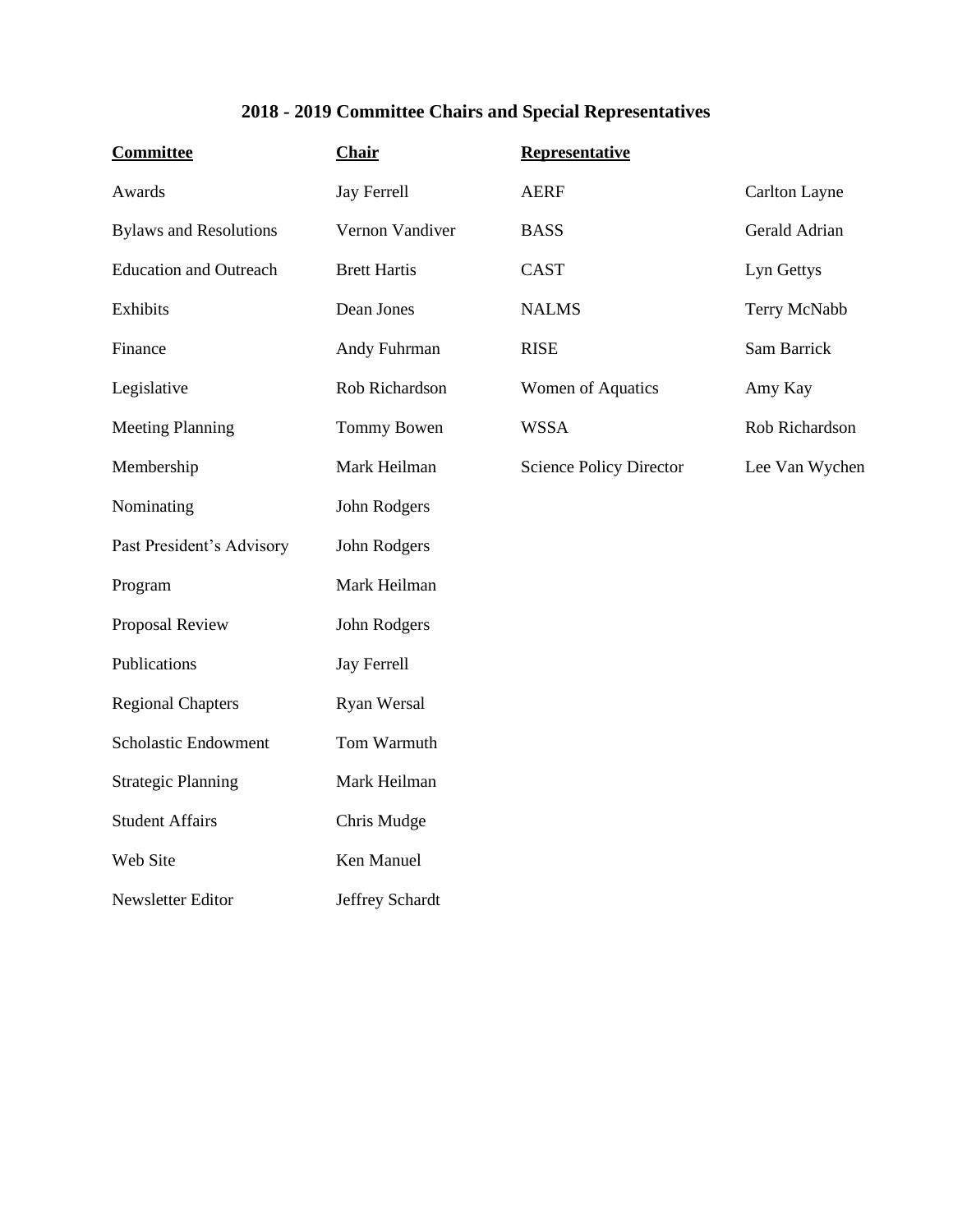## 2018 - 2019 Committee Chairs and Special Representatives

| Committee | Chair | Representative | |
|---|---|---|---|
| Awards | Jay Ferrell | AERF | Carlton Layne |
| Bylaws and Resolutions | Vernon Vandiver | BASS | Gerald Adrian |
| Education and Outreach | Brett Hartis | CAST | Lyn Gettys |
| Exhibits | Dean Jones | NALMS | Terry McNabb |
| Finance | Andy Fuhrman | RISE | Sam Barrick |
| Legislative | Rob Richardson | Women of Aquatics | Amy Kay |
| Meeting Planning | Tommy Bowen | WSSA | Rob Richardson |
| Membership | Mark Heilman | Science Policy Director | Lee Van Wychen |
| Nominating | John Rodgers | | |
| Past President's Advisory | John Rodgers | | |
| Program | Mark Heilman | | |
| Proposal Review | John Rodgers | | |
| Publications | Jay Ferrell | | |
| Regional Chapters | Ryan Wersal | | |
| Scholastic Endowment | Tom Warmuth | | |
| Strategic Planning | Mark Heilman | | |
| Student Affairs | Chris Mudge | | |
| Web Site | Ken Manuel | | |
| Newsletter Editor | Jeffrey Schardt | | |